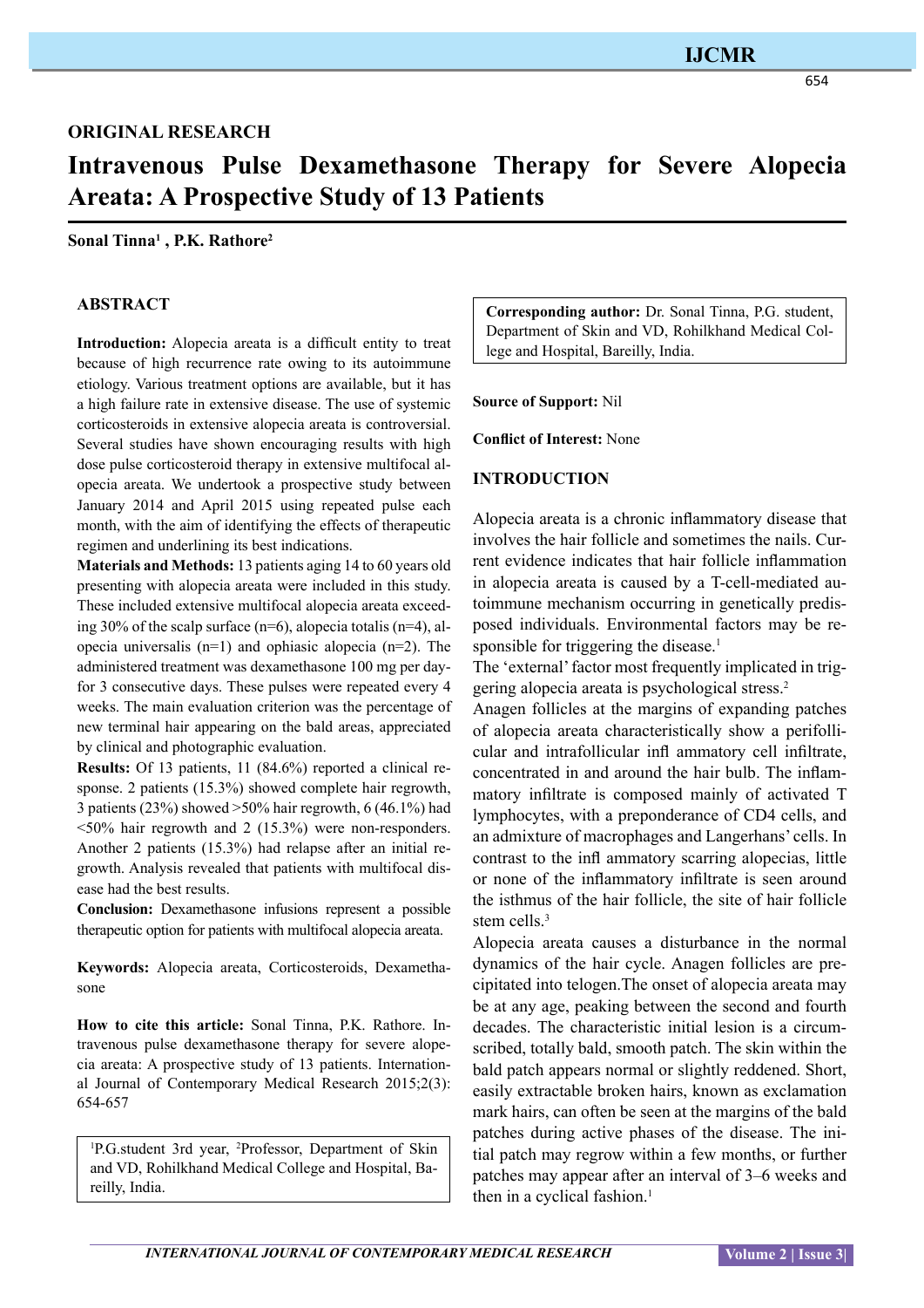## ORIGINAL RESEARCH

# Intravenous Pulse Dexamethasone Therapy for Severe Alopecia Areata: A Prospective Study of 13 Patients

**Sonal Tinna[1] , P.K. Rathore[2]**

## ABSTRACT

**Introduction:** Alopecia areata is a difficult entity to treat because of high recurrence rate owing to its autoimmune etiology. Various treatment options are available, but it has a high failure rate in extensive disease. The use of systemic corticosteroids in extensive alopecia areata is controversial. Several studies have shown encouraging results with high dose pulse corticosteroid therapy in extensive multifocal alopecia areata. We undertook a prospective study between January 2014 and April 2015 using repeated pulse each month, with the aim of identifying the effects of therapeutic regimen and underlining its best indications.

**Materials and Methods:** 13 patients aging 14 to 60 years old presenting with alopecia areata were included in this study. These included extensive multifocal alopecia areata exceeding 30% of the scalp surface (n=6), alopecia totalis (n=4), alopecia universalis (n=1) and ophiasic alopecia (n=2). The administered treatment was dexamethasone 100 mg per dayfor 3 consecutive days. These pulses were repeated every 4 weeks. The main evaluation criterion was the percentage of new terminal hair appearing on the bald areas, appreciated by clinical and photographic evaluation.

**Results:** Of 13 patients, 11 (84.6%) reported a clinical response. 2 patients (15.3%) showed complete hair regrowth, 3 patients (23%) showed >50% hair regrowth, 6 (46.1%) had <50% hair regrowth and 2 (15.3%) were non-responders. Another 2 patients (15.3%) had relapse after an initial regrowth. Analysis revealed that patients with multifocal disease had the best results.

**Conclusion:** Dexamethasone infusions represent a possible therapeutic option for patients with multifocal alopecia areata.

**Keywords:** Alopecia areata, Corticosteroids, Dexamethasone

**How to cite this article:** Sonal Tinna, P.K. Rathore. Intravenous pulse dexamethasone therapy for severe alopecia areata: A prospective study of 13 patients. International Journal of Contemporary Medical Research 2015;2(3): 654-657

[1]P.G.student 3rd year, [2]Professor, Department of Skin and VD, Rohilkhand Medical College and Hospital, Bareilly, India.

**Corresponding author:** Dr. Sonal Tinna, P.G. student, Department of Skin and VD, Rohilkhand Medical College and Hospital, Bareilly, India.

**Source of Support:** Nil

**Conflict of Interest:** None

## INTRODUCTION

Alopecia areata is a chronic inflammatory disease that involves the hair follicle and sometimes the nails. Current evidence indicates that hair follicle inflammation in alopecia areata is caused by a T-cell-mediated autoimmune mechanism occurring in genetically predisposed individuals. Environmental factors may be responsible for triggering the disease.[1]

The 'external' factor most frequently implicated in triggering alopecia areata is psychological stress.[2]

Anagen follicles at the margins of expanding patches of alopecia areata characteristically show a perifollicular and intrafollicular infl ammatory cell infiltrate, concentrated in and around the hair bulb. The inflammatory infiltrate is composed mainly of activated T lymphocytes, with a preponderance of CD4 cells, and an admixture of macrophages and Langerhans' cells. In contrast to the infl ammatory scarring alopecias, little or none of the inflammatory infiltrate is seen around the isthmus of the hair follicle, the site of hair follicle stem cells.[3]

Alopecia areata causes a disturbance in the normal dynamics of the hair cycle. Anagen follicles are precipitated into telogen.The onset of alopecia areata may be at any age, peaking between the second and fourth decades. The characteristic initial lesion is a circumscribed, totally bald, smooth patch. The skin within the bald patch appears normal or slightly reddened. Short, easily extractable broken hairs, known as exclamation mark hairs, can often be seen at the margins of the bald patches during active phases of the disease. The initial patch may regrow within a few months, or further patches may appear after an interval of 3–6 weeks and then in a cyclical fashion.[1]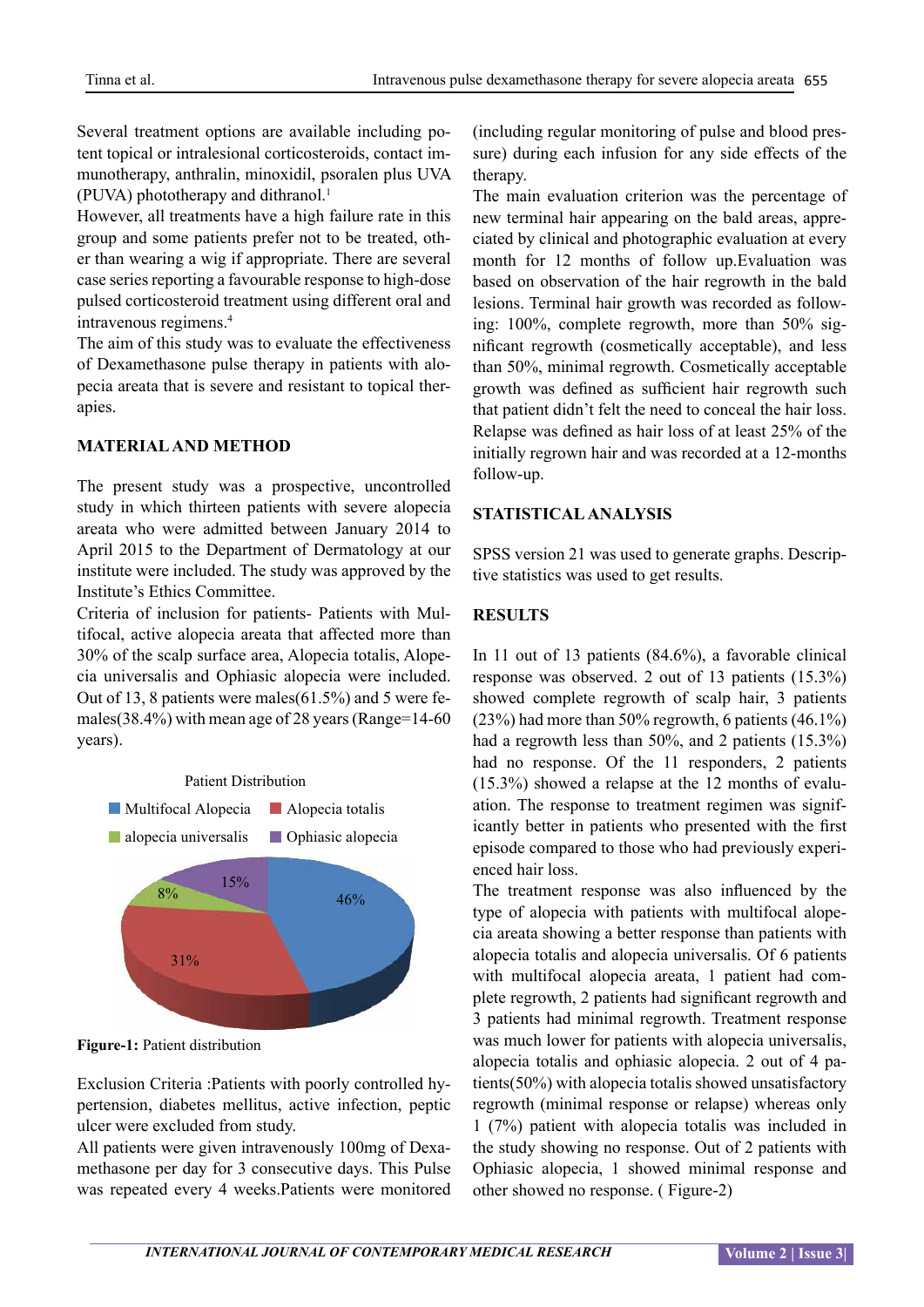Several treatment options are available including potent topical or intralesional corticosteroids, contact immunotherapy, anthralin, minoxidil, psoralen plus UVA (PUVA) phototherapy and dithranol.[1]

However, all treatments have a high failure rate in this group and some patients prefer not to be treated, other than wearing a wig if appropriate. There are several case series reporting a favourable response to high-dose pulsed corticosteroid treatment using different oral and intravenous regimens.[4]

The aim of this study was to evaluate the effectiveness of Dexamethasone pulse therapy in patients with alopecia areata that is severe and resistant to topical therapies.

## MATERIAL AND METHOD

The present study was a prospective, uncontrolled study in which thirteen patients with severe alopecia areata who were admitted between January 2014 to April 2015 to the Department of Dermatology at our institute were included. The study was approved by the Institute's Ethics Committee.

Criteria of inclusion for patients- Patients with Multifocal, active alopecia areata that affected more than 30% of the scalp surface area, Alopecia totalis, Alopecia universalis and Ophiasic alopecia were included. Out of 13, 8 patients were males(61.5%) and 5 were females(38.4%) with mean age of 28 years (Range=14-60 years).

Patient Distribution

Multifocal Alopecia, Alopecia totalis, alopecia universalis, Ophiasic alopecia

46%, 31%, 8%, 15%

**Figure-1:** Patient distribution

Exclusion Criteria :Patients with poorly controlled hypertension, diabetes mellitus, active infection, peptic ulcer were excluded from study.

All patients were given intravenously 100mg of Dexamethasone per day for 3 consecutive days. This Pulse was repeated every 4 weeks.Patients were monitored (including regular monitoring of pulse and blood pressure) during each infusion for any side effects of the therapy.

The main evaluation criterion was the percentage of new terminal hair appearing on the bald areas, appreciated by clinical and photographic evaluation at every month for 12 months of follow up.Evaluation was based on observation of the hair regrowth in the bald lesions. Terminal hair growth was recorded as following: 100%, complete regrowth, more than 50% significant regrowth (cosmetically acceptable), and less than 50%, minimal regrowth. Cosmetically acceptable growth was defined as sufficient hair regrowth such that patient didn't felt the need to conceal the hair loss. Relapse was defined as hair loss of at least 25% of the initially regrown hair and was recorded at a 12-months follow-up.

## STATISTICAL ANALYSIS

SPSS version 21 was used to generate graphs. Descriptive statistics was used to get results.

## RESULTS

In 11 out of 13 patients (84.6%), a favorable clinical response was observed. 2 out of 13 patients (15.3%) showed complete regrowth of scalp hair, 3 patients (23%) had more than 50% regrowth, 6 patients (46.1%) had a regrowth less than 50%, and 2 patients (15.3%) had no response. Of the 11 responders, 2 patients (15.3%) showed a relapse at the 12 months of evaluation. The response to treatment regimen was significantly better in patients who presented with the first episode compared to those who had previously experienced hair loss.

The treatment response was also influenced by the type of alopecia with patients with multifocal alopecia areata showing a better response than patients with alopecia totalis and alopecia universalis. Of 6 patients with multifocal alopecia areata, 1 patient had complete regrowth, 2 patients had significant regrowth and 3 patients had minimal regrowth. Treatment response was much lower for patients with alopecia universalis, alopecia totalis and ophiasic alopecia. 2 out of 4 patients(50%) with alopecia totalis showed unsatisfactory regrowth (minimal response or relapse) whereas only 1 (7%) patient with alopecia totalis was included in the study showing no response. Out of 2 patients with Ophiasic alopecia, 1 showed minimal response and other showed no response. ( Figure-2)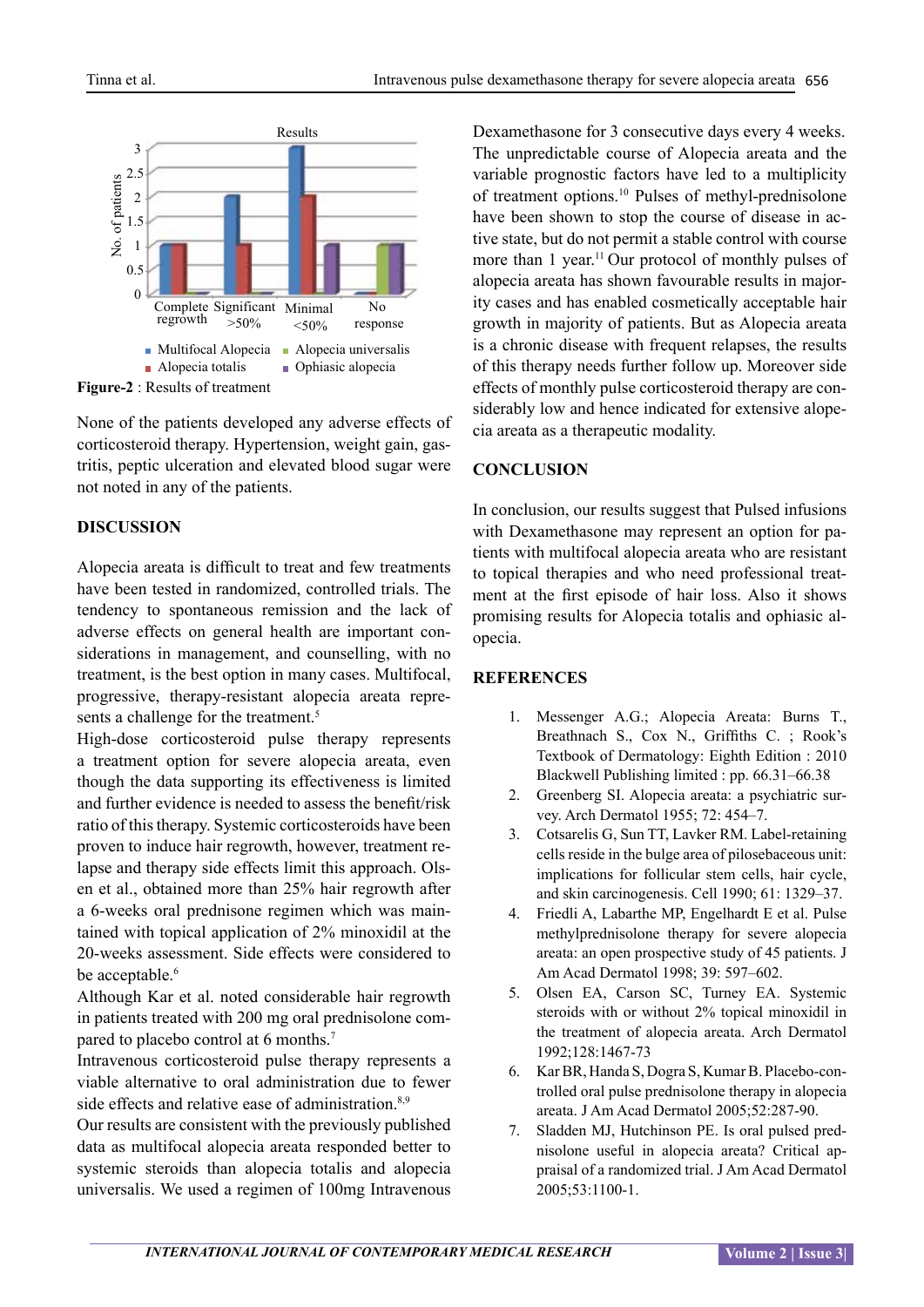Results

| | Complete regrowth | Significant >50% | Minimal <50% | No response |
|---|---|---|---|---|
| Multifocal Alopecia | 1 | 2 | 3 | 0 |
| Alopecia totalis | 1 | 1 | 2 | 0 |
| Alopecia universalis | 0 | 0 | 0 | 1 |
| Ophiasic alopecia | 0 | 0 | 1 | 1 |

**Figure-2** : Results of treatment

None of the patients developed any adverse effects of corticosteroid therapy. Hypertension, weight gain, gastritis, peptic ulceration and elevated blood sugar were not noted in any of the patients.

## DISCUSSION

Alopecia areata is difficult to treat and few treatments have been tested in randomized, controlled trials. The tendency to spontaneous remission and the lack of adverse effects on general health are important considerations in management, and counselling, with no treatment, is the best option in many cases. Multifocal, progressive, therapy-resistant alopecia areata represents a challenge for the treatment.[5]

High-dose corticosteroid pulse therapy represents a treatment option for severe alopecia areata, even though the data supporting its effectiveness is limited and further evidence is needed to assess the benefit/risk ratio of this therapy. Systemic corticosteroids have been proven to induce hair regrowth, however, treatment relapse and therapy side effects limit this approach. Olsen et al., obtained more than 25% hair regrowth after a 6-weeks oral prednisone regimen which was maintained with topical application of 2% minoxidil at the 20-weeks assessment. Side effects were considered to be acceptable.[6]

Although Kar et al. noted considerable hair regrowth in patients treated with 200 mg oral prednisolone compared to placebo control at 6 months.[7]

Intravenous corticosteroid pulse therapy represents a viable alternative to oral administration due to fewer side effects and relative ease of administration.[8,9]

Our results are consistent with the previously published data as multifocal alopecia areata responded better to systemic steroids than alopecia totalis and alopecia universalis. We used a regimen of 100mg Intravenous Dexamethasone for 3 consecutive days every 4 weeks. The unpredictable course of Alopecia areata and the variable prognostic factors have led to a multiplicity of treatment options.[10] Pulses of methyl-prednisolone have been shown to stop the course of disease in active state, but do not permit a stable control with course more than 1 year.[11] Our protocol of monthly pulses of alopecia areata has shown favourable results in majority cases and has enabled cosmetically acceptable hair growth in majority of patients. But as Alopecia areata is a chronic disease with frequent relapses, the results of this therapy needs further follow up. Moreover side effects of monthly pulse corticosteroid therapy are considerably low and hence indicated for extensive alopecia areata as a therapeutic modality.

## CONCLUSION

In conclusion, our results suggest that Pulsed infusions with Dexamethasone may represent an option for patients with multifocal alopecia areata who are resistant to topical therapies and who need professional treatment at the first episode of hair loss. Also it shows promising results for Alopecia totalis and ophiasic alopecia.

## REFERENCES

1. Messenger A.G.; Alopecia Areata: Burns T., Breathnach S., Cox N., Griffiths C. ; Rook's Textbook of Dermatology: Eighth Edition : 2010 Blackwell Publishing limited : pp. 66.31–66.38
2. Greenberg SI. Alopecia areata: a psychiatric survey. Arch Dermatol 1955; 72: 454–7.
3. Cotsarelis G, Sun TT, Lavker RM. Label-retaining cells reside in the bulge area of pilosebaceous unit: implications for follicular stem cells, hair cycle, and skin carcinogenesis. Cell 1990; 61: 1329–37.
4. Friedli A, Labarthe MP, Engelhardt E et al. Pulse methylprednisolone therapy for severe alopecia areata: an open prospective study of 45 patients. J Am Acad Dermatol 1998; 39: 597–602.
5. Olsen EA, Carson SC, Turney EA. Systemic steroids with or without 2% topical minoxidil in the treatment of alopecia areata. Arch Dermatol 1992;128:1467-73
6. Kar BR, Handa S, Dogra S, Kumar B. Placebo-controlled oral pulse prednisolone therapy in alopecia areata. J Am Acad Dermatol 2005;52:287-90.
7. Sladden MJ, Hutchinson PE. Is oral pulsed prednisolone useful in alopecia areata? Critical appraisal of a randomized trial. J Am Acad Dermatol 2005;53:1100-1.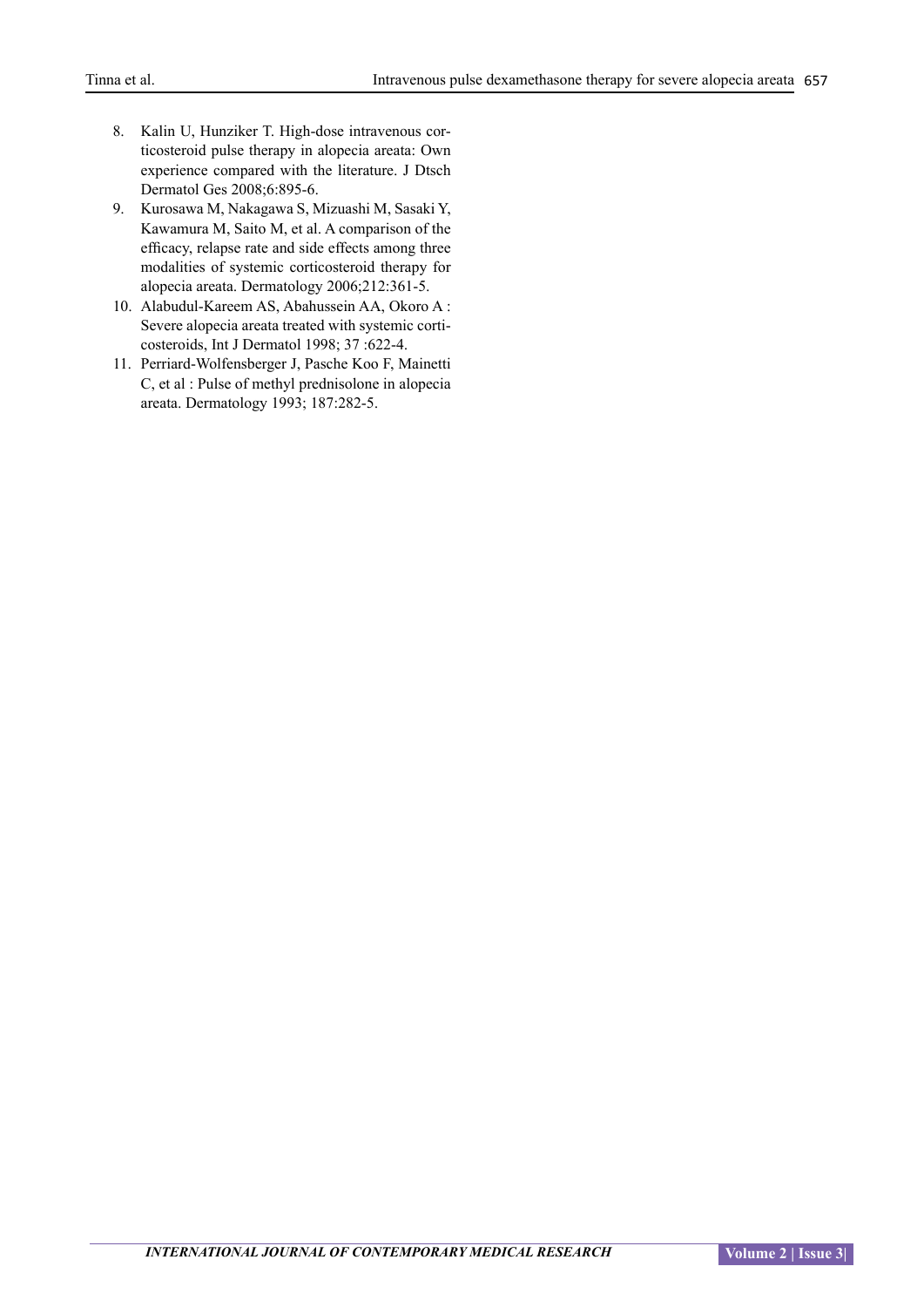8. Kalin U, Hunziker T. High-dose intravenous corticosteroid pulse therapy in alopecia areata: Own experience compared with the literature. J Dtsch Dermatol Ges 2008;6:895-6.
9. Kurosawa M, Nakagawa S, Mizuashi M, Sasaki Y, Kawamura M, Saito M, et al. A comparison of the efficacy, relapse rate and side effects among three modalities of systemic corticosteroid therapy for alopecia areata. Dermatology 2006;212:361-5.
10. Alabudul-Kareem AS, Abahussein AA, Okoro A : Severe alopecia areata treated with systemic corticosteroids, Int J Dermatol 1998; 37 :622-4.
11. Perriard-Wolfensberger J, Pasche Koo F, Mainetti C, et al : Pulse of methyl prednisolone in alopecia areata. Dermatology 1993; 187:282-5.